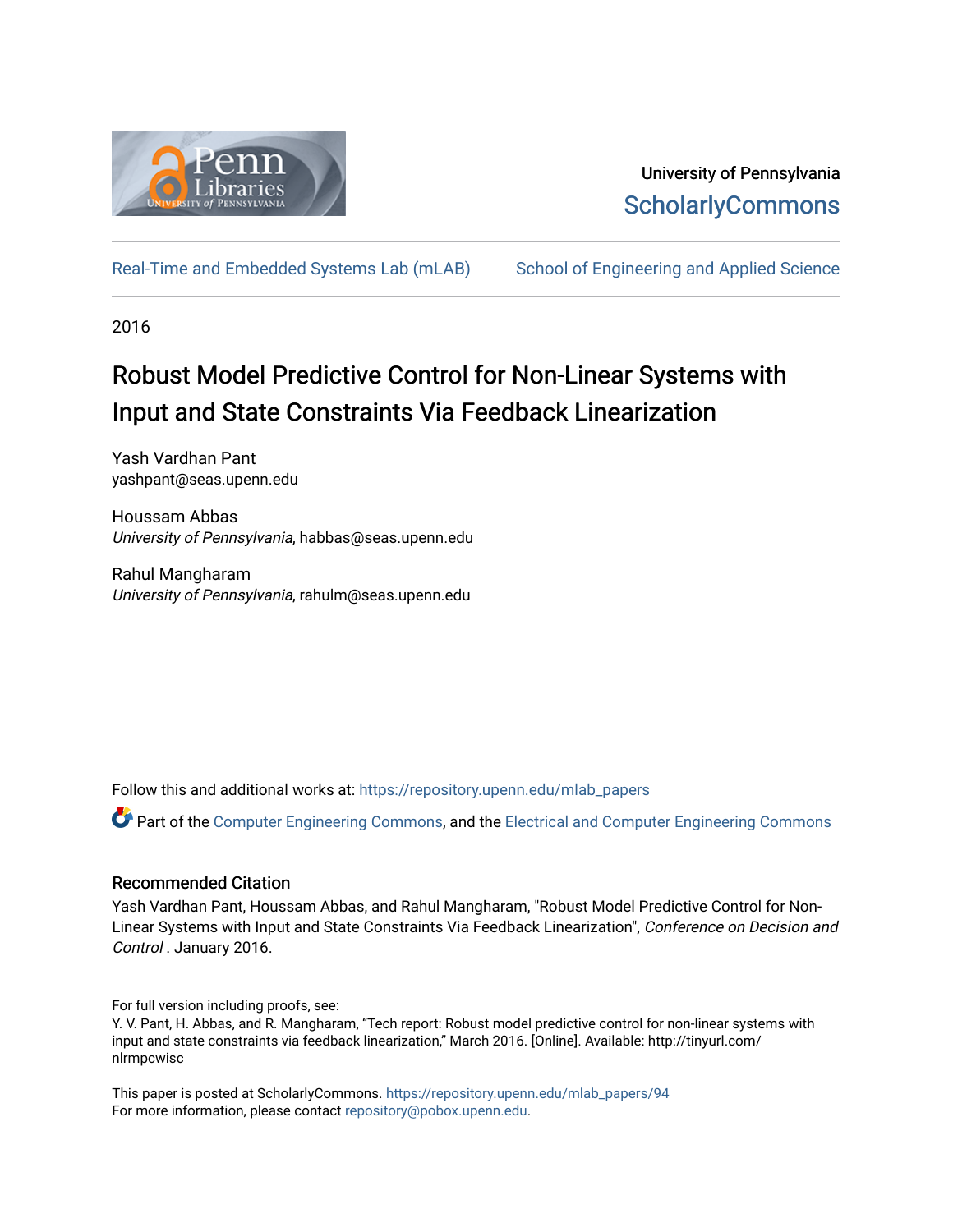University of Pennsylvania
ScholarlyCommons

Real-Time and Embedded Systems Lab (mLAB)    School of Engineering and Applied Science

2016

# Robust Model Predictive Control for Non-Linear Systems with Input and State Constraints Via Feedback Linearization

Yash Vardhan Pant
yashpant@seas.upenn.edu

Houssam Abbas
*University of Pennsylvania*, habbas@seas.upenn.edu

Rahul Mangharam
*University of Pennsylvania*, rahulm@seas.upenn.edu

Follow this and additional works at: https://repository.upenn.edu/mlab_papers

Part of the Computer Engineering Commons, and the Electrical and Computer Engineering Commons

## Recommended Citation

Yash Vardhan Pant, Houssam Abbas, and Rahul Mangharam, "Robust Model Predictive Control for Non-Linear Systems with Input and State Constraints Via Feedback Linearization", *Conference on Decision and Control* . January 2016.

For full version including proofs, see:
Y. V. Pant, H. Abbas, and R. Mangharam, "Tech report: Robust model predictive control for non-linear systems with input and state constraints via feedback linearization," March 2016. [Online]. Available: http://tinyurl.com/nlrmpcwisc

This paper is posted at ScholarlyCommons. https://repository.upenn.edu/mlab_papers/94
For more information, please contact repository@pobox.upenn.edu.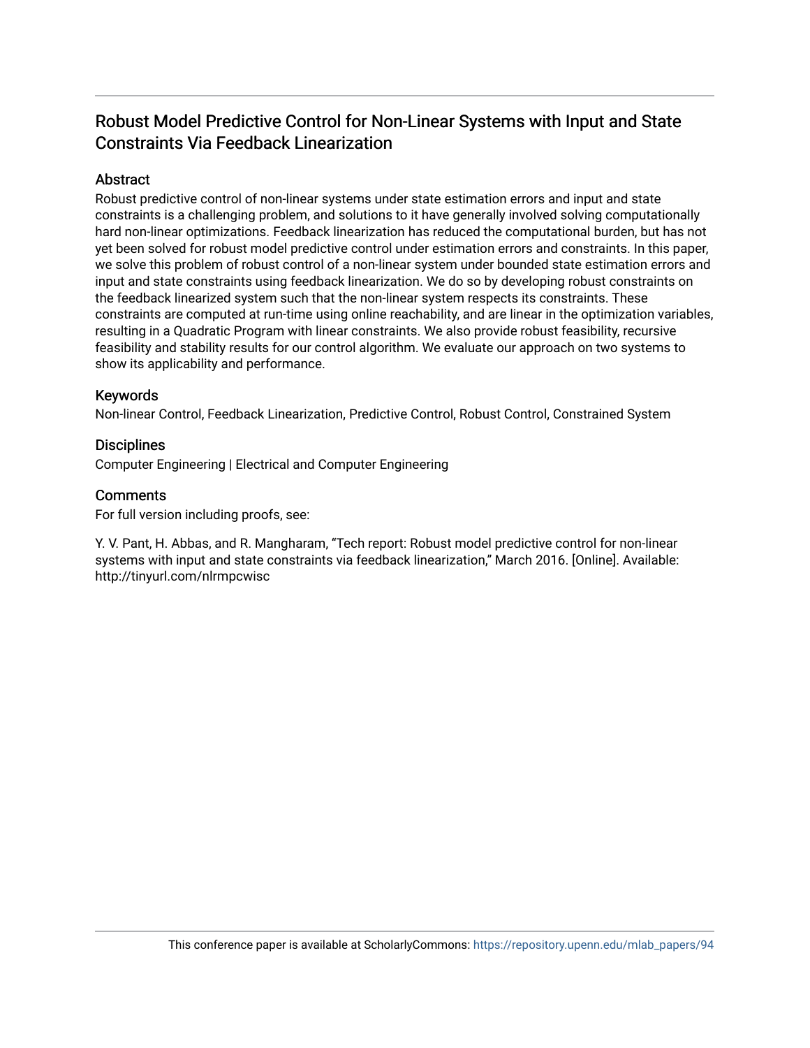# Robust Model Predictive Control for Non-Linear Systems with Input and State Constraints Via Feedback Linearization

## Abstract

Robust predictive control of non-linear systems under state estimation errors and input and state constraints is a challenging problem, and solutions to it have generally involved solving computationally hard non-linear optimizations. Feedback linearization has reduced the computational burden, but has not yet been solved for robust model predictive control under estimation errors and constraints. In this paper, we solve this problem of robust control of a non-linear system under bounded state estimation errors and input and state constraints using feedback linearization. We do so by developing robust constraints on the feedback linearized system such that the non-linear system respects its constraints. These constraints are computed at run-time using online reachability, and are linear in the optimization variables, resulting in a Quadratic Program with linear constraints. We also provide robust feasibility, recursive feasibility and stability results for our control algorithm. We evaluate our approach on two systems to show its applicability and performance.

## Keywords

Non-linear Control, Feedback Linearization, Predictive Control, Robust Control, Constrained System

## Disciplines

Computer Engineering | Electrical and Computer Engineering

## Comments

For full version including proofs, see:

Y. V. Pant, H. Abbas, and R. Mangharam, "Tech report: Robust model predictive control for non-linear systems with input and state constraints via feedback linearization," March 2016. [Online]. Available: http://tinyurl.com/nlrmpcwisc

This conference paper is available at ScholarlyCommons: https://repository.upenn.edu/mlab_papers/94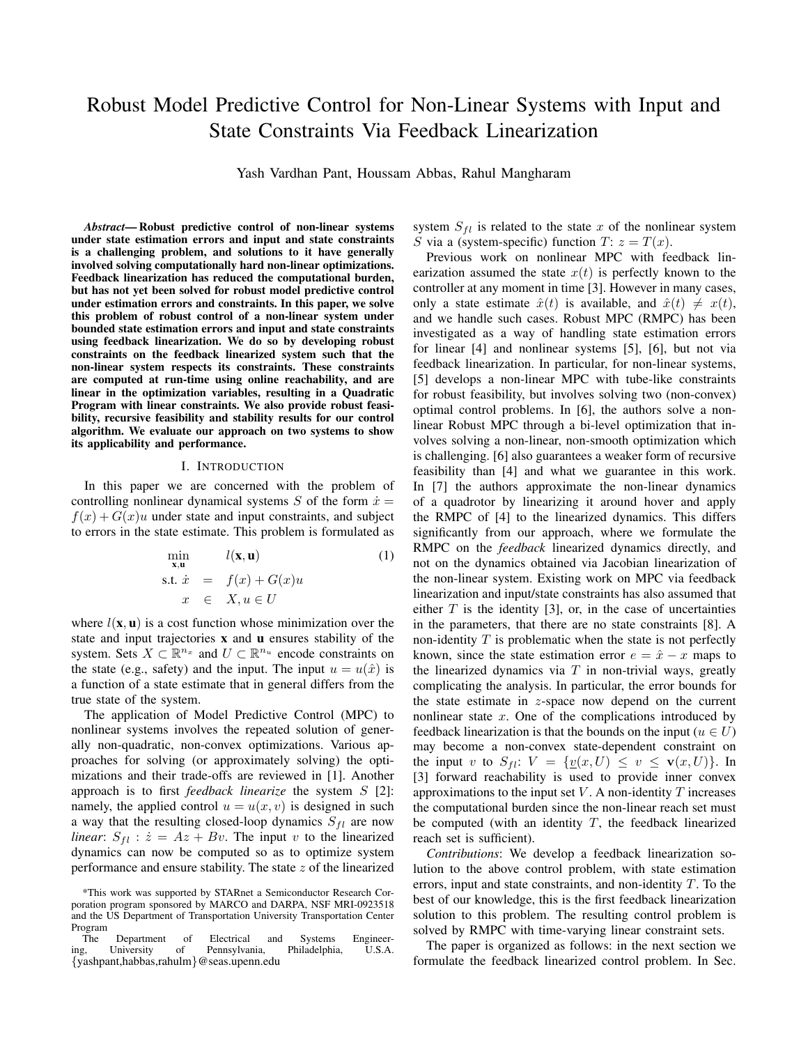# Robust Model Predictive Control for Non-Linear Systems with Input and State Constraints Via Feedback Linearization

Yash Vardhan Pant, Houssam Abbas, Rahul Mangharam

***Abstract*— Robust predictive control of non-linear systems under state estimation errors and input and state constraints is a challenging problem, and solutions to it have generally involved solving computationally hard non-linear optimizations. Feedback linearization has reduced the computational burden, but has not yet been solved for robust model predictive control under estimation errors and constraints. In this paper, we solve this problem of robust control of a non-linear system under bounded state estimation errors and input and state constraints using feedback linearization. We do so by developing robust constraints on the feedback linearized system such that the non-linear system respects its constraints. These constraints are computed at run-time using online reachability, and are linear in the optimization variables, resulting in a Quadratic Program with linear constraints. We also provide robust feasibility, recursive feasibility and stability results for our control algorithm. We evaluate our approach on two systems to show its applicability and performance.**

## I. Introduction

In this paper we are concerned with the problem of controlling nonlinear dynamical systems $S$ of the form $\dot{x} = f(x) + G(x)u$ under state and input constraints, and subject to errors in the state estimate. This problem is formulated as

$$
\begin{aligned}
\min_{\mathbf{x},\mathbf{u}} \quad & l(\mathbf{x}, \mathbf{u}) \\
\text{s.t. } \dot{x} &= f(x) + G(x)u \\
x &\in X, u \in U
\end{aligned}
\tag{1}
$$

where $l(\mathbf{x}, \mathbf{u})$ is a cost function whose minimization over the state and input trajectories $\mathbf{x}$ and $\mathbf{u}$ ensures stability of the system. Sets $X \subset \mathbb{R}^{n_x}$ and $U \subset \mathbb{R}^{n_u}$ encode constraints on the state (e.g., safety) and the input. The input $u = u(\hat{x})$ is a function of a state estimate that in general differs from the true state of the system.

The application of Model Predictive Control (MPC) to nonlinear systems involves the repeated solution of generally non-quadratic, non-convex optimizations. Various approaches for solving (or approximately solving) the optimizations and their trade-offs are reviewed in [1]. Another approach is to first *feedback linearize* the system $S$ [2]: namely, the applied control $u = u(x, v)$ is designed in such a way that the resulting closed-loop dynamics $S_{fl}$ are now *linear*: $S_{fl} : \dot{z} = Az + Bv$. The input $v$ to the linearized dynamics can now be computed so as to optimize system performance and ensure stability. The state $z$ of the linearized system $S_{fl}$ is related to the state $x$ of the nonlinear system $S$ via a (system-specific) function $T$: $z = T(x)$.

Previous work on nonlinear MPC with feedback linearization assumed the state $x(t)$ is perfectly known to the controller at any moment in time [3]. However in many cases, only a state estimate $\hat{x}(t)$ is available, and $\hat{x}(t) \neq x(t)$, and we handle such cases. Robust MPC (RMPC) has been investigated as a way of handling state estimation errors for linear [4] and nonlinear systems [5], [6], but not via feedback linearization. In particular, for non-linear systems, [5] develops a non-linear MPC with tube-like constraints for robust feasibility, but involves solving two (non-convex) optimal control problems. In [6], the authors solve a non-linear Robust MPC through a bi-level optimization that involves solving a non-linear, non-smooth optimization which is challenging. [6] also guarantees a weaker form of recursive feasibility than [4] and what we guarantee in this work. In [7] the authors approximate the non-linear dynamics of a quadrotor by linearizing it around hover and apply the RMPC of [4] to the linearized dynamics. This differs significantly from our approach, where we formulate the RMPC on the *feedback* linearized dynamics directly, and not on the dynamics obtained via Jacobian linearization of the non-linear system. Existing work on MPC via feedback linearization and input/state constraints has also assumed that either $T$ is the identity [3], or, in the case of uncertainities in the parameters, that there are no state constraints [8]. A non-identity $T$ is problematic when the state is not perfectly known, since the state estimation error $e = \hat{x} - x$ maps to the linearized dynamics via $T$ in non-trivial ways, greatly complicating the analysis. In particular, the error bounds for the state estimate in $z$-space now depend on the current nonlinear state $x$. One of the complications introduced by feedback linearization is that the bounds on the input ($u \in U$) may become a non-convex state-dependent constraint on the input $v$ to $S_{fl}$: $V = \{\underline{v}(x, U) \leq v \leq \mathbf{v}(x, U)\}$. In [3] forward reachability is used to provide inner convex approximations to the input set $V$. A non-identity $T$ increases the computational burden since the non-linear reach set must be computed (with an identity $T$, the feedback linearized reach set is sufficient).

*Contributions*: We develop a feedback linearization solution to the above control problem, with state estimation errors, input and state constraints, and non-identity $T$. To the best of our knowledge, this is the first feedback linearization solution to this problem. The resulting control problem is solved by RMPC with time-varying linear constraint sets.

The paper is organized as follows: in the next section we formulate the feedback linearized control problem. In Sec.

*This work was supported by STARnet a Semiconductor Research Corporation program sponsored by MARCO and DARPA, NSF MRI-0923518 and the US Department of Transportation University Transportation Center Program

The Department of Electrical and Systems Engineering, University of Pennsylvania, Philadelphia, U.S.A. {yashpant,habbas,rahulm}@seas.upenn.edu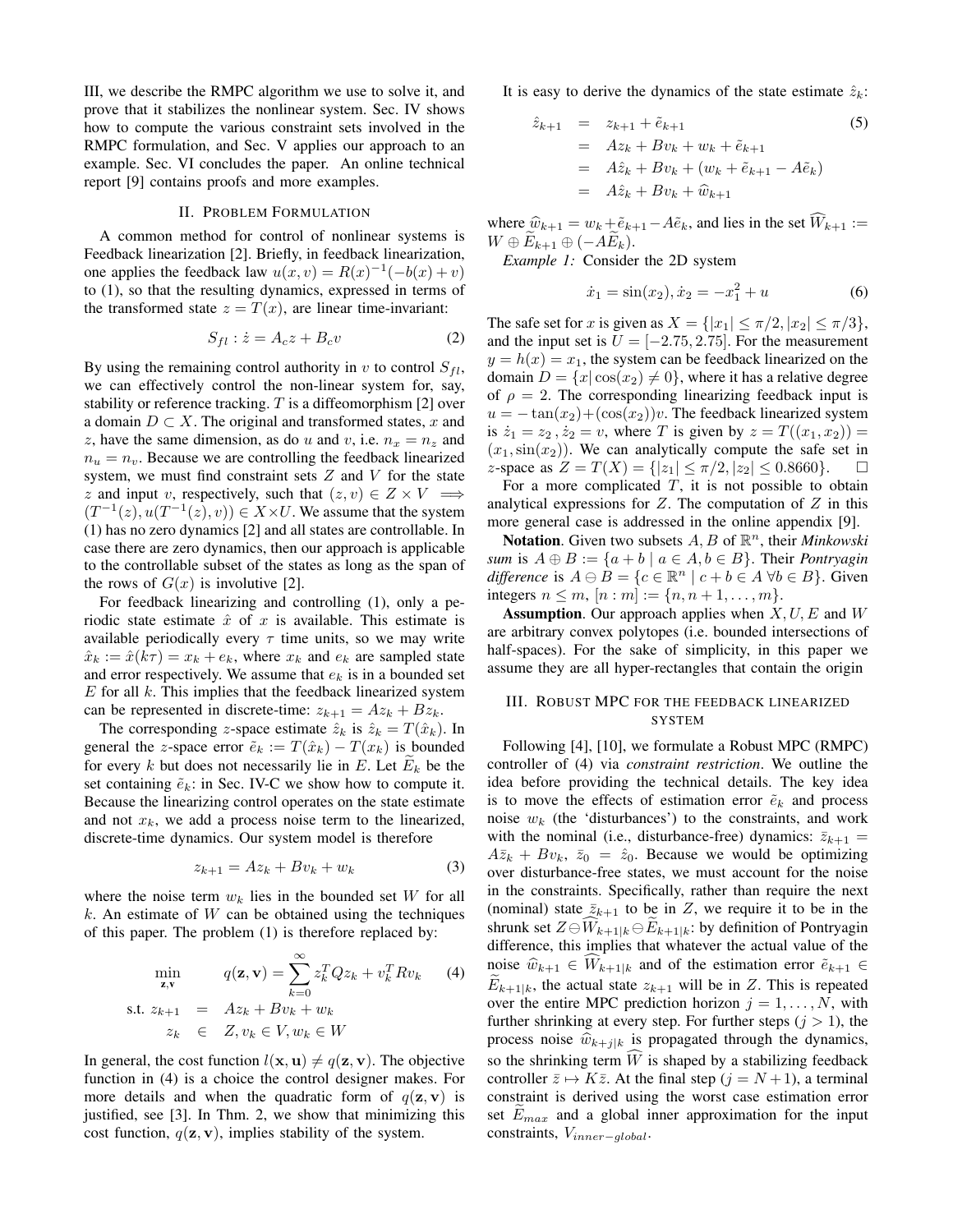III, we describe the RMPC algorithm we use to solve it, and prove that it stabilizes the nonlinear system. Sec. IV shows how to compute the various constraint sets involved in the RMPC formulation, and Sec. V applies our approach to an example. Sec. VI concludes the paper. An online technical report [9] contains proofs and more examples.

## II. Problem Formulation

A common method for control of nonlinear systems is Feedback linearization [2]. Briefly, in feedback linearization, one applies the feedback law $u(x, v) = R(x)^{-1}(-b(x) + v)$ to (1), so that the resulting dynamics, expressed in terms of the transformed state $z = T(x)$, are linear time-invariant:

$$S_{fl} : \dot{z} = A_c z + B_c v \tag{2}$$

By using the remaining control authority in $v$ to control $S_{fl}$, we can effectively control the non-linear system for, say, stability or reference tracking. $T$ is a diffeomorphism [2] over a domain $D \subset X$. The original and transformed states, $x$ and $z$, have the same dimension, as do $u$ and $v$, i.e. $n_x = n_z$ and $n_u = n_v$. Because we are controlling the feedback linearized system, we must find constraint sets $Z$ and $V$ for the state $z$ and input $v$, respectively, such that $(z, v) \in Z \times V \implies (T^{-1}(z), u(T^{-1}(z), v)) \in X \times U$. We assume that the system (1) has no zero dynamics [2] and all states are controllable. In case there are zero dynamics, then our approach is applicable to the controllable subset of the states as long as the span of the rows of $G(x)$ is involutive [2].

For feedback linearizing and controlling (1), only a periodic state estimate $\hat{x}$ of $x$ is available. This estimate is available periodically every $\tau$ time units, so we may write $\hat{x}_k := \hat{x}(k\tau) = x_k + e_k$, where $x_k$ and $e_k$ are sampled state and error respectively. We assume that $e_k$ is in a bounded set $E$ for all $k$. This implies that the feedback linearized system can be represented in discrete-time: $z_{k+1} = Az_k + Bz_k$.

The corresponding $z$-space estimate $\hat{z}_k$ is $\hat{z}_k = T(\hat{x}_k)$. In general the $z$-space error $\tilde{e}_k := T(\hat{x}_k) - T(x_k)$ is bounded for every $k$ but does not necessarily lie in $E$. Let $\widetilde{E}_k$ be the set containing $\tilde{e}_k$: in Sec. IV-C we show how to compute it. Because the linearizing control operates on the state estimate and not $x_k$, we add a process noise term to the linearized, discrete-time dynamics. Our system model is therefore

$$z_{k+1} = Az_k + Bv_k + w_k \tag{3}$$

where the noise term $w_k$ lies in the bounded set $W$ for all $k$. An estimate of $W$ can be obtained using the techniques of this paper. The problem (1) is therefore replaced by:

$$\begin{aligned} \min_{\mathbf{z},\mathbf{v}} \quad & q(\mathbf{z}, \mathbf{v}) = \sum_{k=0}^{\infty} z_k^T Q z_k + v_k^T R v_k \\ \text{s.t. } z_{k+1} &= Az_k + Bv_k + w_k \\ z_k &\in Z, v_k \in V, w_k \in W \end{aligned} \tag{4}$$

In general, the cost function $l(\mathbf{x}, \mathbf{u}) \neq q(\mathbf{z}, \mathbf{v})$. The objective function in (4) is a choice the control designer makes. For more details and when the quadratic form of $q(\mathbf{z}, \mathbf{v})$ is justified, see [3]. In Thm. 2, we show that minimizing this cost function, $q(\mathbf{z}, \mathbf{v})$, implies stability of the system.

It is easy to derive the dynamics of the state estimate $\hat{z}_k$:

$$\begin{aligned} \hat{z}_{k+1} &= z_{k+1} + \tilde{e}_{k+1} \\ &= Az_k + Bv_k + w_k + \tilde{e}_{k+1} \\ &= A\hat{z}_k + Bv_k + (w_k + \tilde{e}_{k+1} - A\tilde{e}_k) \\ &= A\hat{z}_k + Bv_k + \widehat{w}_{k+1} \end{aligned} \tag{5}$$

where $\widehat{w}_{k+1} = w_k + \tilde{e}_{k+1} - A\tilde{e}_k$, and lies in the set $\widehat{W}_{k+1} := W \oplus \widetilde{E}_{k+1} \oplus (-A\widetilde{E}_k)$.

*Example 1:* Consider the 2D system

$$\dot{x}_1 = \sin(x_2), \dot{x}_2 = -x_1^2 + u \tag{6}$$

The safe set for $x$ is given as $X = \{|x_1| \leq \pi/2, |x_2| \leq \pi/3\}$, and the input set is $U = [-2.75, 2.75]$. For the measurement $y = h(x) = x_1$, the system can be feedback linearized on the domain $D = \{x | \cos(x_2) \neq 0\}$, where it has a relative degree of $\rho = 2$. The corresponding linearizing feedback input is $u = -\tan(x_2) + (\cos(x_2))v$. The feedback linearized system is $\dot{z}_1 = z_2$, $\dot{z}_2 = v$, where $T$ is given by $z = T((x_1, x_2)) = (x_1, \sin(x_2))$. We can analytically compute the safe set in $z$-space as $Z = T(X) = \{|z_1| \leq \pi/2, |z_2| \leq 0.8660\}$. $\square$

For a more complicated $T$, it is not possible to obtain analytical expressions for $Z$. The computation of $Z$ in this more general case is addressed in the online appendix [9].

**Notation**. Given two subsets $A, B$ of $\mathbb{R}^n$, their *Minkowski sum* is $A \oplus B := \{a + b \mid a \in A, b \in B\}$. Their *Pontryagin difference* is $A \ominus B = \{c \in \mathbb{R}^n \mid c + b \in A \ \forall b \in B\}$. Given integers $n \leq m$, $[n : m] := \{n, n+1, \ldots, m\}$.

**Assumption**. Our approach applies when $X, U, E$ and $W$ are arbitrary convex polytopes (i.e. bounded intersections of half-spaces). For the sake of simplicity, in this paper we assume they are all hyper-rectangles that contain the origin

## III. Robust MPC for the Feedback Linearized System

Following [4], [10], we formulate a Robust MPC (RMPC) controller of (4) via *constraint restriction*. We outline the idea before providing the technical details. The key idea is to move the effects of estimation error $\tilde{e}_k$ and process noise $w_k$ (the 'disturbances') to the constraints, and work with the nominal (i.e., disturbance-free) dynamics: $\bar{z}_{k+1} = A\bar{z}_k + Bv_k$, $\bar{z}_0 = \hat{z}_0$. Because we would be optimizing over disturbance-free states, we must account for the noise in the constraints. Specifically, rather than require the next (nominal) state $\bar{z}_{k+1}$ to be in $Z$, we require it to be in the shrunk set $Z \ominus \widehat{W}_{k+1|k} \ominus \widetilde{E}_{k+1|k}$: by definition of Pontryagin difference, this implies that whatever the actual value of the noise $\widehat{w}_{k+1} \in \widehat{W}_{k+1|k}$ and of the estimation error $\tilde{e}_{k+1} \in \widetilde{E}_{k+1|k}$, the actual state $z_{k+1}$ will be in $Z$. This is repeated over the entire MPC prediction horizon $j = 1, \ldots, N$, with further shrinking at every step. For further steps ($j > 1$), the process noise $\widehat{w}_{k+j|k}$ is propagated through the dynamics, so the shrinking term $\widehat{W}$ is shaped by a stabilizing feedback controller $\bar{z} \mapsto K\bar{z}$. At the final step ($j = N+1$), a terminal constraint is derived using the worst case estimation error set $\widetilde{E}_{max}$ and a global inner approximation for the input constraints, $V_{inner-global}$.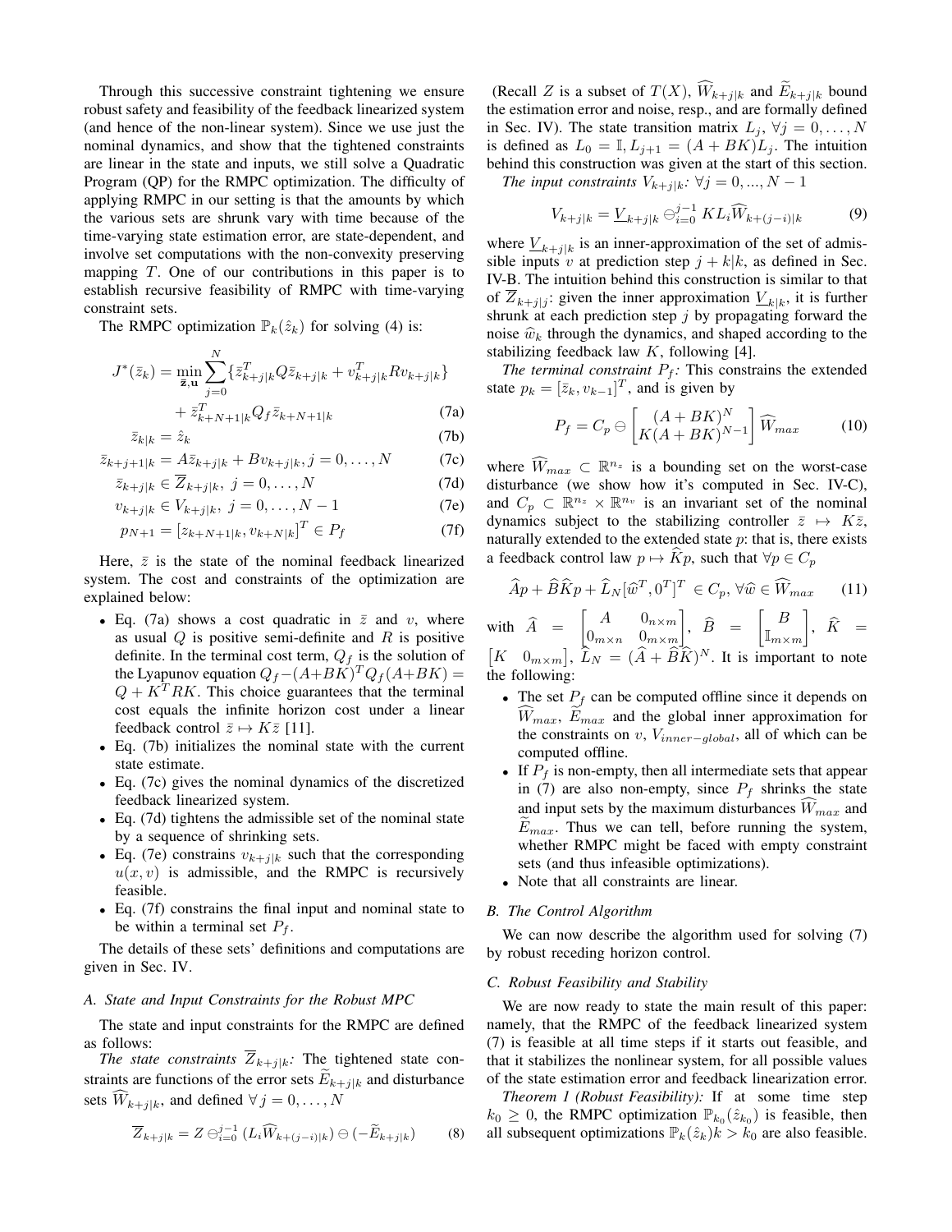Through this successive constraint tightening we ensure robust safety and feasibility of the feedback linearized system (and hence of the non-linear system). Since we use just the nominal dynamics, and show that the tightened constraints are linear in the state and inputs, we still solve a Quadratic Program (QP) for the RMPC optimization. The difficulty of applying RMPC in our setting is that the amounts by which the various sets are shrunk vary with time because of the time-varying state estimation error, are state-dependent, and involve set computations with the non-convexity preserving mapping $T$. One of our contributions in this paper is to establish recursive feasibility of RMPC with time-varying constraint sets.

The RMPC optimization $\mathbb{P}_k(\hat{z}_k)$ for solving (4) is:

$$J^*(\bar{z}_k) = \min_{\bar{\mathbf{z}},\mathbf{u}} \sum_{j=0}^{N} \{\bar{z}_{k+j|k}^T Q \bar{z}_{k+j|k} + v_{k+j|k}^T R v_{k+j|k}\} + \bar{z}_{k+N+1|k}^T Q_f \bar{z}_{k+N+1|k} \tag{7a}$$

$$\bar{z}_{k|k} = \hat{z}_k \tag{7b}$$

$$\bar{z}_{k+j+1|k} = A\bar{z}_{k+j|k} + Bv_{k+j|k}, j = 0, \ldots, N \tag{7c}$$

$$\bar{z}_{k+j|k} \in \overline{Z}_{k+j|k},\ j = 0, \ldots, N \tag{7d}$$

$$v_{k+j|k} \in V_{k+j|k},\ j = 0, \ldots, N-1 \tag{7e}$$

$$p_{N+1} = [z_{k+N+1|k}, v_{k+N|k}]^T \in P_f \tag{7f}$$

Here, $\bar{z}$ is the state of the nominal feedback linearized system. The cost and constraints of the optimization are explained below:

- Eq. (7a) shows a cost quadratic in $\bar{z}$ and $v$, where as usual $Q$ is positive semi-definite and $R$ is positive definite. In the terminal cost term, $Q_f$ is the solution of the Lyapunov equation $Q_f - (A+BK)^T Q_f (A+BK) = Q + K^T RK$. This choice guarantees that the terminal cost equals the infinite horizon cost under a linear feedback control $\bar{z} \mapsto K\bar{z}$ [11].
- Eq. (7b) initializes the nominal state with the current state estimate.
- Eq. (7c) gives the nominal dynamics of the discretized feedback linearized system.
- Eq. (7d) tightens the admissible set of the nominal state by a sequence of shrinking sets.
- Eq. (7e) constrains $v_{k+j|k}$ such that the corresponding $u(x, v)$ is admissible, and the RMPC is recursively feasible.
- Eq. (7f) constrains the final input and nominal state to be within a terminal set $P_f$.

The details of these sets' definitions and computations are given in Sec. IV.

### A. State and Input Constraints for the Robust MPC

The state and input constraints for the RMPC are defined as follows:

*The state constraints $\overline{Z}_{k+j|k}$:* The tightened state constraints are functions of the error sets $\widetilde{E}_{k+j|k}$ and disturbance sets $\widehat{W}_{k+j|k}$, and defined $\forall\, j = 0, \ldots, N$

$$\overline{Z}_{k+j|k} = Z \ominus_{i=0}^{j-1} (L_i \widehat{W}_{k+(j-i)|k}) \ominus (-\widetilde{E}_{k+j|k}) \tag{8}$$

(Recall $Z$ is a subset of $T(X)$, $\widehat{W}_{k+j|k}$ and $\widetilde{E}_{k+j|k}$ bound the estimation error and noise, resp., and are formally defined in Sec. IV). The state transition matrix $L_j$, $\forall j = 0, \ldots, N$ is defined as $L_0 = \mathbb{I}, L_{j+1} = (A + BK)L_j$. The intuition behind this construction was given at the start of this section.

*The input constraints $V_{k+j|k}$:* $\forall j = 0, ..., N-1$

$$V_{k+j|k} = \underline{V}_{k+j|k} \ominus_{i=0}^{j-1} KL_i \widehat{W}_{k+(j-i)|k} \tag{9}$$

where $\underline{V}_{k+j|k}$ is an inner-approximation of the set of admissible inputs $v$ at prediction step $j + k|k$, as defined in Sec. IV-B. The intuition behind this construction is similar to that of $\overline{Z}_{k+j|j}$: given the inner approximation $\underline{V}_{k|k}$, it is further shrunk at each prediction step $j$ by propagating forward the noise $\widehat{w}_k$ through the dynamics, and shaped according to the stabilizing feedback law $K$, following [4].

*The terminal constraint $P_f$:* This constrains the extended state $p_k = [\bar{z}_k, v_{k-1}]^T$, and is given by

$$P_f = C_p \ominus \begin{bmatrix} (A+BK)^N \\ K(A+BK)^{N-1} \end{bmatrix} \widehat{W}_{max} \tag{10}$$

where $\widehat{W}_{max} \subset \mathbb{R}^{n_z}$ is a bounding set on the worst-case disturbance (we show how it's computed in Sec. IV-C), and $C_p \subset \mathbb{R}^{n_z} \times \mathbb{R}^{n_v}$ is an invariant set of the nominal dynamics subject to the stabilizing controller $\bar{z} \mapsto K\bar{z}$, naturally extended to the extended state $p$: that is, there exists a feedback control law $p \mapsto \widehat{K}p$, such that $\forall p \in C_p$

$$\widehat{A}p + \widehat{B}\widehat{K}p + \widehat{L}_N[\widehat{w}^T, 0^T]^T \in C_p,\ \forall \widehat{w} \in \widehat{W}_{max} \tag{11}$$

with $\widehat{A} = \begin{bmatrix} A & 0_{n\times m} \\ 0_{m\times n} & 0_{m\times m}\end{bmatrix}$, $\widehat{B} = \begin{bmatrix} B \\ \mathbb{I}_{m\times m}\end{bmatrix}$, $\widehat{K} = \begin{bmatrix} K & 0_{m\times m}\end{bmatrix}$, $\widehat{L}_N = (\widehat{A} + \widehat{B}\widehat{K})^N$. It is important to note the following:

- The set $P_f$ can be computed offline since it depends on $\widehat{W}_{max}$, $\widetilde{E}_{max}$ and the global inner approximation for the constraints on $v$, $V_{inner-global}$, all of which can be computed offline.
- If $P_f$ is non-empty, then all intermediate sets that appear in (7) are also non-empty, since $P_f$ shrinks the state and input sets by the maximum disturbances $\widehat{W}_{max}$ and $\widetilde{E}_{max}$. Thus we can tell, before running the system, whether RMPC might be faced with empty constraint sets (and thus infeasible optimizations).
- Note that all constraints are linear.

### B. The Control Algorithm

We can now describe the algorithm used for solving (7) by robust receding horizon control.

### C. Robust Feasibility and Stability

We are now ready to state the main result of this paper: namely, that the RMPC of the feedback linearized system (7) is feasible at all time steps if it starts out feasible, and that it stabilizes the nonlinear system, for all possible values of the state estimation error and feedback linearization error.

*Theorem 1 (Robust Feasibility):* If at some time step $k_0 \geq 0$, the RMPC optimization $\mathbb{P}_{k_0}(\hat{z}_{k_0})$ is feasible, then all subsequent optimizations $\mathbb{P}_k(\hat{z}_k) k > k_0$ are also feasible.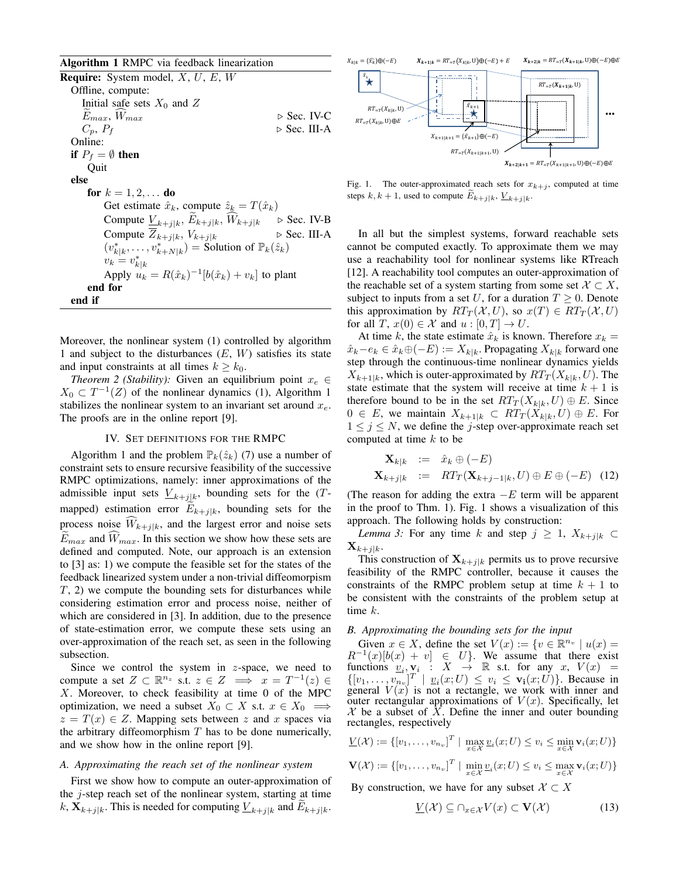**Algorithm 1** RMPC via feedback linearization

**Require:** System model, $X$, $U$, $E$, $W$
&nbsp;&nbsp;Offline, compute:
&nbsp;&nbsp;&nbsp;&nbsp;Initial safe sets $X_0$ and $Z$
&nbsp;&nbsp;&nbsp;&nbsp;$\widetilde{E}_{max}$, $\widehat{W}_{max}$ ▷ Sec. IV-C
&nbsp;&nbsp;&nbsp;&nbsp;$C_p$, $P_f$ ▷ Sec. III-A
&nbsp;&nbsp;Online:
&nbsp;&nbsp;**if** $P_f = \emptyset$ **then**
&nbsp;&nbsp;&nbsp;&nbsp;Quit
&nbsp;&nbsp;**else**
&nbsp;&nbsp;&nbsp;&nbsp;**for** $k = 1, 2, \ldots$ **do**
&nbsp;&nbsp;&nbsp;&nbsp;&nbsp;&nbsp;Get estimate $\hat{x}_k$, compute $\hat{z}_k = T(\hat{x}_k)$
&nbsp;&nbsp;&nbsp;&nbsp;&nbsp;&nbsp;Compute $\underline{V}_{k+j|k}$, $\widetilde{E}_{k+j|k}$, $\widehat{W}_{k+j|k}$ ▷ Sec. IV-B
&nbsp;&nbsp;&nbsp;&nbsp;&nbsp;&nbsp;Compute $\overline{\overline{Z}}_{k+j|k}$, $V_{k+j|k}$ ▷ Sec. III-A
&nbsp;&nbsp;&nbsp;&nbsp;&nbsp;&nbsp;$(v^*_{k|k}, \ldots, v^*_{k+N|k})$ = Solution of $\mathbb{P}_k(\hat{z}_k)$
&nbsp;&nbsp;&nbsp;&nbsp;&nbsp;&nbsp;$v_k = v^*_{k|k}$
&nbsp;&nbsp;&nbsp;&nbsp;&nbsp;&nbsp;Apply $u_k = R(\hat{x}_k)^{-1}[b(\hat{x}_k) + v_k]$ to plant
&nbsp;&nbsp;&nbsp;&nbsp;**end for**
&nbsp;&nbsp;**end if**

Moreover, the nonlinear system (1) controlled by algorithm 1 and subject to the disturbances ($E$, $W$) satisfies its state and input constraints at all times $k \geq k_0$.

*Theorem 2 (Stability):* Given an equilibrium point $x_e \in X_0 \subset T^{-1}(Z)$ of the nonlinear dynamics (1), Algorithm 1 stabilizes the nonlinear system to an invariant set around $x_e$. The proofs are in the online report [9].

## IV. Set definitions for the RMPC

Algorithm 1 and the problem $\mathbb{P}_k(\hat{z}_k)$ (7) use a number of constraint sets to ensure recursive feasibility of the successive RMPC optimizations, namely: inner approximations of the admissible input sets $\underline{V}_{k+j|k}$, bounding sets for the ($T$-mapped) estimation error $\widetilde{E}_{k+j|k}$, bounding sets for the process noise $\widehat{W}_{k+j|k}$, and the largest error and noise sets $\widetilde{E}_{max}$ and $\widehat{W}_{max}$. In this section we show how these sets are defined and computed. Note, our approach is an extension to [3] as: 1) we compute the feasible set for the states of the feedback linearized system under a non-trivial diffeomorpism $T$, 2) we compute the bounding sets for disturbances while considering estimation error and process noise, neither of which are considered in [3]. In addition, due to the presence of state-estimation error, we compute these sets using an over-approximation of the reach set, as seen in the following subsection.

Since we control the system in $z$-space, we need to compute a set $Z \subset \mathbb{R}^{n_z}$ s.t. $z \in Z \implies x = T^{-1}(z) \in X$. Moreover, to check feasibility at time 0 of the MPC optimization, we need a subset $X_0 \subset X$ s.t. $x \in X_0 \implies z = T(x) \in Z$. Mapping sets between $z$ and $x$ spaces via the arbitrary diffeomorphism $T$ has to be done numerically, and we show how in the online report [9].

### A. Approximating the reach set of the nonlinear system

First we show how to compute an outer-approximation of the $j$-step reach set of the nonlinear system, starting at time $k$, $\mathbf{X}_{k+j|k}$. This is needed for computing $\underline{V}_{k+j|k}$ and $\widetilde{E}_{k+j|k}$.

Fig. 1. The outer-approximated reach sets for $x_{k+j}$, computed at time steps $k, k+1$, used to compute $\widetilde{E}_{k+j|k}$, $\underline{V}_{k+j|k}$.

In all but the simplest systems, forward reachable sets cannot be computed exactly. To approximate them we may use a reachability tool for nonlinear systems like RTreach [12]. A reachability tool computes an outer-approximation of the reachable set of a system starting from some set $\mathcal{X} \subset X$, subject to inputs from a set $U$, for a duration $T \geq 0$. Denote this approximation by $RT_T(\mathcal{X}, U)$, so $x(T) \in RT_T(\mathcal{X}, U)$ for all $T$, $x(0) \in \mathcal{X}$ and $u : [0, T] \to U$.

At time $k$, the state estimate $\hat{x}_k$ is known. Therefore $x_k = \hat{x}_k - e_k \in \hat{x}_k \oplus (-E) := X_{k|k}$. Propagating $X_{k|k}$ forward one step through the continuous-time nonlinear dynamics yields $X_{k+1|k}$, which is outer-approximated by $RT_T(X_{k|k}, U)$. The state estimate that the system will receive at time $k+1$ is therefore bound to be in the set $RT_T(X_{k|k}, U) \oplus E$. Since $0 \in E$, we maintain $X_{k+1|k} \subset RT_T(X_{k|k}, U) \oplus E$. For $1 \leq j \leq N$, we define the $j$-step over-approximate reach set computed at time $k$ to be

$$
\begin{aligned}
\mathbf{X}_{k|k} &:= \hat{x}_k \oplus (-E) \\
\mathbf{X}_{k+j|k} &:= RT_T(\mathbf{X}_{k+j-1|k}, U) \oplus E \oplus (-E) \quad (12)
\end{aligned}
$$

(The reason for adding the extra $-E$ term will be apparent in the proof to Thm. 1). Fig. 1 shows a visualization of this approach. The following holds by construction:

*Lemma 3:* For any time $k$ and step $j \geq 1$, $X_{k+j|k} \subset \mathbf{X}_{k+j|k}$.

This construction of $\mathbf{X}_{k+j|k}$ permits us to prove recursive feasibility of the RMPC controller, because it causes the constraints of the RMPC problem setup at time $k+1$ to be consistent with the constraints of the problem setup at time $k$.

### B. Approximating the bounding sets for the input

Given $x \in X$, define the set $V(x) := \{v \in \mathbb{R}^{n_v} \mid u(x) = R^{-1}(x)[b(x) + v] \in U\}$. We assume that there exist functions $\underline{v}_i, \mathbf{v}_i : X \to \mathbb{R}$ s.t. for any $x$, $V(x) = \{[v_1, \ldots, v_{n_v}]^T \mid \underline{v}_i(x; U) \leq v_i \leq \mathbf{v}_i(x; U)\}$. Because in general $V(x)$ is not a rectangle, we work with inner and outer rectangular approximations of $V(x)$. Specifically, let $\mathcal{X}$ be a subset of $X$. Define the inner and outer bounding rectangles, respectively

$$
\underline{V}(\mathcal{X}) := \{[v_1, \ldots, v_{n_v}]^T \mid \max_{x \in \mathcal{X}} \underline{v}_i(x; U) \leq v_i \leq \min_{x \in \mathcal{X}} \mathbf{v}_i(x; U)\}
$$

$$
\mathbf{V}(\mathcal{X}) := \{[v_1, \ldots, v_{n_v}]^T \mid \min_{x \in \mathcal{X}} \underline{v}_i(x; U) \leq v_i \leq \max_{x \in \mathcal{X}} \mathbf{v}_i(x; U)\}
$$

By construction, we have for any subset $\mathcal{X} \subset X$

$$
\underline{V}(\mathcal{X}) \subseteq \cap_{x \in \mathcal{X}} V(x) \subset \mathbf{V}(\mathcal{X}) \quad (13)
$$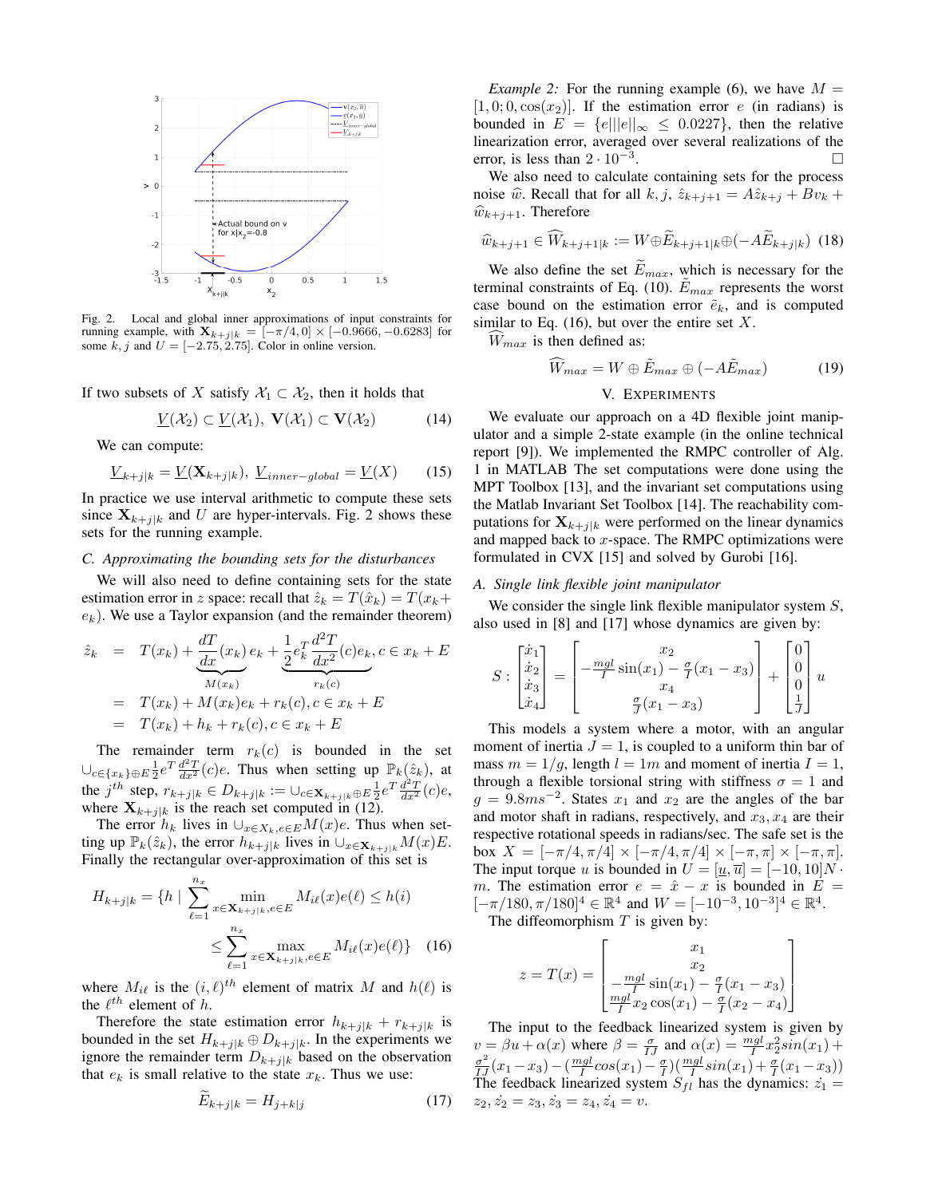Fig. 2. Local and global inner approximations of input constraints for running example, with $\mathbf{X}_{k+j|k} = [-\pi/4, 0] \times [-0.9666, -0.6283]$ for some $k, j$ and $U = [-2.75, 2.75]$. Color in online version.

If two subsets of $X$ satisfy $\mathcal{X}_1 \subset \mathcal{X}_2$, then it holds that

$$\underline{V}(\mathcal{X}_2) \subset \underline{V}(\mathcal{X}_1),\ \mathbf{V}(\mathcal{X}_1) \subset \mathbf{V}(\mathcal{X}_2) \tag{14}$$

We can compute:

$$\underline{V}_{k+j|k} = \underline{V}(\mathbf{X}_{k+j|k}),\ \underline{V}_{inner-global} = \underline{V}(X) \tag{15}$$

In practice we use interval arithmetic to compute these sets since $\mathbf{X}_{k+j|k}$ and $U$ are hyper-intervals. Fig. 2 shows these sets for the running example.

### C. Approximating the bounding sets for the disturbances

We will also need to define containing sets for the state estimation error in $z$ space: recall that $\hat{z}_k = T(\hat{x}_k) = T(x_k + e_k)$. We use a Taylor expansion (and the remainder theorem)

$$\begin{aligned}
\hat{z}_k &= T(x_k) + \underbrace{\frac{dT}{dx}(x_k)}_{M(x_k)} e_k + \underbrace{\frac{1}{2} e_k^T \frac{d^2T}{dx^2}(c) e_k}_{r_k(c)}, c \in x_k + E \\
&= T(x_k) + M(x_k) e_k + r_k(c), c \in x_k + E \\
&= T(x_k) + h_k + r_k(c), c \in x_k + E
\end{aligned}$$

The remainder term $r_k(c)$ is bounded in the set $\cup_{c\in\{x_k\}\oplus E} \frac{1}{2} e^T \frac{d^2T}{dx^2}(c) e$. Thus when setting up $\mathbb{P}_k(\hat{z}_k)$, at the $j^{th}$ step, $r_{k+j|k} \in D_{k+j|k} := \cup_{c\in \mathbf{X}_{k+j|k}\oplus E} \frac{1}{2} e^T \frac{d^2T}{dx^2}(c) e$, where $\mathbf{X}_{k+j|k}$ is the reach set computed in (12).

The error $h_k$ lives in $\cup_{x\in X_k, e\in E} M(x)e$. Thus when setting up $\mathbb{P}_k(\hat{z}_k)$, the error $h_{k+j|k}$ lives in $\cup_{x\in \mathbf{X}_{k+j|k}} M(x)E$. Finally the rectangular over-approximation of this set is

$$\begin{aligned}
H_{k+j|k} = \{h \mid &\sum_{\ell=1}^{n_x} \min_{x\in \mathbf{X}_{k+j|k}, e\in E} M_{i\ell}(x) e(\ell) \leq h(i) \\
&\leq \sum_{\ell=1}^{n_x} \max_{x\in \mathbf{X}_{k+j|k}, e\in E} M_{i\ell}(x) e(\ell)\} \quad (16)
\end{aligned}$$

where $M_{i\ell}$ is the $(i,\ell)^{th}$ element of matrix $M$ and $h(\ell)$ is the $\ell^{th}$ element of $h$.

Therefore the state estimation error $h_{k+j|k} + r_{k+j|k}$ is bounded in the set $H_{k+j|k} \oplus D_{k+j|k}$. In the experiments we ignore the remainder term $D_{k+j|k}$ based on the observation that $e_k$ is small relative to the state $x_k$. Thus we use:

$$\widetilde{E}_{k+j|k} = H_{j+k|j} \tag{17}$$

*Example 2:* For the running example (6), we have $M = [1, 0; 0, \cos(x_2)]$. If the estimation error $e$ (in radians) is bounded in $E = \{e \mid ||e||_\infty \leq 0.0227\}$, then the relative linearization error, averaged over several realizations of the error, is less than $2 \cdot 10^{-3}$. □

We also need to calculate containing sets for the process noise $\widehat{w}$. Recall that for all $k, j$, $\hat{z}_{k+j+1} = A\hat{z}_{k+j} + Bv_k + \widehat{w}_{k+j+1}$. Therefore

$$\widehat{w}_{k+j+1} \in \widehat{W}_{k+j+1|k} := W \oplus \widetilde{E}_{k+j+1|k} \oplus (-A\widetilde{E}_{k+j|k}) \tag{18}$$

We also define the set $\widetilde{E}_{max}$, which is necessary for the terminal constraints of Eq. (10). $\tilde{E}_{max}$ represents the worst case bound on the estimation error $\tilde{e}_k$, and is computed similar to Eq. (16), but over the entire set $X$.

$\widehat{W}_{max}$ is then defined as:

$$\widehat{W}_{max} = W \oplus \tilde{E}_{max} \oplus (-A\tilde{E}_{max}) \tag{19}$$

## V. Experiments

We evaluate our approach on a 4D flexible joint manipulator and a simple 2-state example (in the online technical report [9]). We implemented the RMPC controller of Alg. 1 in MATLAB The set computations were done using the MPT Toolbox [13], and the invariant set computations using the Matlab Invariant Set Toolbox [14]. The reachability computations for $\mathbf{X}_{k+j|k}$ were performed on the linear dynamics and mapped back to $x$-space. The RMPC optimizations were formulated in CVX [15] and solved by Gurobi [16].

### A. Single link flexible joint manipulator

We consider the single link flexible manipulator system $S$, also used in [8] and [17] whose dynamics are given by:

$$S: \begin{bmatrix} \dot{x}_1 \\ \dot{x}_2 \\ \dot{x}_3 \\ \dot{x}_4 \end{bmatrix} = \begin{bmatrix} x_2 \\ -\frac{mgl}{I}\sin(x_1) - \frac{\sigma}{I}(x_1 - x_3) \\ x_4 \\ \frac{\sigma}{J}(x_1 - x_3) \end{bmatrix} + \begin{bmatrix} 0 \\ 0 \\ 0 \\ \frac{1}{J} \end{bmatrix} u$$

This models a system where a motor, with an angular moment of inertia $J = 1$, is coupled to a uniform thin bar of mass $m = 1/g$, length $l = 1m$ and moment of inertia $I = 1$, through a flexible torsional string with stiffness $\sigma = 1$ and $g = 9.8ms^{-2}$. States $x_1$ and $x_2$ are the angles of the bar and motor shaft in radians, respectively, and $x_3, x_4$ are their respective rotational speeds in radians/sec. The safe set is the box $X = [-\pi/4, \pi/4] \times [-\pi/4, \pi/4] \times [-\pi, \pi] \times [-\pi, \pi]$. The input torque $u$ is bounded in $U = [\underline{u}, \overline{u}] = [-10, 10]N \cdot m$. The estimation error $e = \hat{x} - x$ is bounded in $E = [-\pi/180, \pi/180]^4 \in \mathbb{R}^4$ and $W = [-10^{-3}, 10^{-3}]^4 \in \mathbb{R}^4$.

The diffeomorphism $T$ is given by:

$$z = T(x) = \begin{bmatrix} x_1 \\ x_2 \\ -\frac{mgl}{I}\sin(x_1) - \frac{\sigma}{I}(x_1 - x_3) \\ \frac{mgl}{I} x_2 \cos(x_1) - \frac{\sigma}{I}(x_2 - x_4) \end{bmatrix}$$

The input to the feedback linearized system is given by $v = \beta u + \alpha(x)$ where $\beta = \frac{\sigma}{IJ}$ and $\alpha(x) = \frac{mgl}{I} x_2^2 sin(x_1) + \frac{\sigma^2}{IJ}(x_1 - x_3) - (\frac{mgl}{I}cos(x_1) - \frac{\sigma}{I})(\frac{mgl}{I}sin(x_1) + \frac{\sigma}{I}(x_1 - x_3))$ The feedback linearized system $S_{fl}$ has the dynamics: $\dot{z}_1 = z_2, \dot{z}_2 = z_3, \dot{z}_3 = z_4, \dot{z}_4 = v$.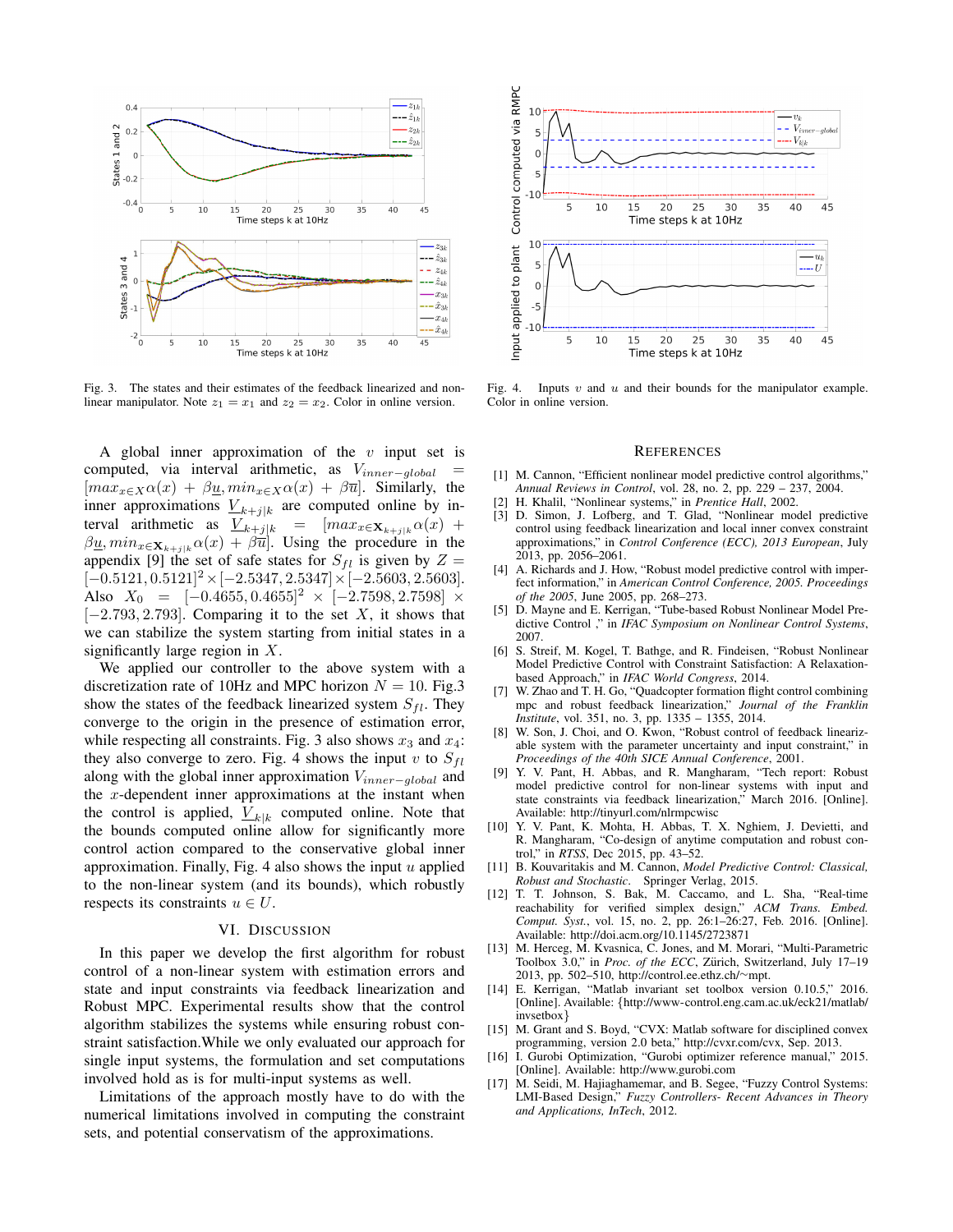States 1 and 2

0.4
0.2
0
-0.2
-0.4

0 5 10 15 20 25 30 35 40 45

Time steps k at 10Hz

$z_{1k}$
$\hat{z}_{1k}$
$z_{2k}$
$\hat{z}_{2k}$

States 3 and 4

1
0
-1
-2

0 5 10 15 20 25 30 35 40 45

Time steps k at 10Hz

$z_{3k}$
$\hat{z}_{3k}$
$z_{4k}$
$\hat{z}_{4k}$
$x_{3k}$
$\hat{x}_{3k}$
$x_{4k}$
$\hat{x}_{4k}$

Fig. 3. The states and their estimates of the feedback linearized and non-linear manipulator. Note $z_1 = x_1$ and $z_2 = x_2$. Color in online version.

Control computed via RMPC

10
5
0
5
-10

5 10 15 20 25 30 35 40 45

Time steps k at 10Hz

$v_k$
$V_{inner-global}$
$V_{k|k}$

Input applied to plant

10
5
0
-5
-10

5 10 15 20 25 30 35 40 45

Time steps k at 10Hz

$u_k$
$U$

Fig. 4. Inputs $v$ and $u$ and their bounds for the manipulator example. Color in online version.

A global inner approximation of the $v$ input set is computed, via interval arithmetic, as $V_{inner-global} = [max_{x\in X}\alpha(x) + \beta\underline{u}, min_{x\in X}\alpha(x) + \beta\overline{u}]$. Similarly, the inner approximations $\underline{V}_{k+j|k}$ are computed online by interval arithmetic as $\underline{V}_{k+j|k} = [max_{x\in \mathbf{X}_{k+j|k}}\alpha(x) + \beta\underline{u}, min_{x\in \mathbf{X}_{k+j|k}}\alpha(x) + \beta\overline{u}]$. Using the procedure in the appendix [9] the set of safe states for $S_{fl}$ is given by $Z = [-0.5121, 0.5121]^2 \times [-2.5347, 2.5347] \times [-2.5603, 2.5603]$. Also $X_0 = [-0.4655, 0.4655]^2 \times [-2.7598, 2.7598] \times [-2.793, 2.793]$. Comparing it to the set $X$, it shows that we can stabilize the system starting from initial states in a significantly large region in $X$.

We applied our controller to the above system with a discretization rate of 10Hz and MPC horizon $N = 10$. Fig.3 show the states of the feedback linearized system $S_{fl}$. They converge to the origin in the presence of estimation error, while respecting all constraints. Fig. 3 also shows $x_3$ and $x_4$: they also converge to zero. Fig. 4 shows the input $v$ to $S_{fl}$ along with the global inner approximation $V_{inner-global}$ and the $x$-dependent inner approximations at the instant when the control is applied, $\underline{V}_{k|k}$ computed online. Note that the bounds computed online allow for significantly more control action compared to the conservative global inner approximation. Finally, Fig. 4 also shows the input $u$ applied to the non-linear system (and its bounds), which robustly respects its constraints $u \in U$.

## VI. Discussion

In this paper we develop the first algorithm for robust control of a non-linear system with estimation errors and state and input constraints via feedback linearization and Robust MPC. Experimental results show that the control algorithm stabilizes the systems while ensuring robust constraint satisfaction.While we only evaluated our approach for single input systems, the formulation and set computations involved hold as is for multi-input systems as well.

Limitations of the approach mostly have to do with the numerical limitations involved in computing the constraint sets, and potential conservatism of the approximations.

## References

[1] M. Cannon, "Efficient nonlinear model predictive control algorithms," *Annual Reviews in Control*, vol. 28, no. 2, pp. 229 – 237, 2004.

[2] H. Khalil, "Nonlinear systems," in *Prentice Hall*, 2002.

[3] D. Simon, J. Lofberg, and T. Glad, "Nonlinear model predictive control using feedback linearization and local inner convex constraint approximations," in *Control Conference (ECC), 2013 European*, July 2013, pp. 2056–2061.

[4] A. Richards and J. How, "Robust model predictive control with imperfect information," in *American Control Conference, 2005. Proceedings of the 2005*, June 2005, pp. 268–273.

[5] D. Mayne and E. Kerrigan, "Tube-based Robust Nonlinear Model Predictive Control ," in *IFAC Symposium on Nonlinear Control Systems*, 2007.

[6] S. Streif, M. Kogel, T. Bathge, and R. Findeisen, "Robust Nonlinear Model Predictive Control with Constraint Satisfaction: A Relaxation-based Approach," in *IFAC World Congress*, 2014.

[7] W. Zhao and T. H. Go, "Quadcopter formation flight control combining mpc and robust feedback linearization," *Journal of the Franklin Institute*, vol. 351, no. 3, pp. 1335 – 1355, 2014.

[8] W. Son, J. Choi, and O. Kwon, "Robust control of feedback linearizable system with parameter uncertainty and input constraint," in *Proceedings of the 40th SICE Annual Conference*, 2001.

[9] Y. V. Pant, H. Abbas, and R. Mangharam, "Tech report: Robust model predictive control for non-linear systems with input and state constraints via feedback linearization," March 2016. [Online]. Available: http://tinyurl.com/nlrmpcwisc

[10] Y. V. Pant, K. Mohta, H. Abbas, T. X. Nghiem, J. Devietti, and R. Mangharam, "Co-design of anytime computation and robust control," in *RTSS*, Dec 2015, pp. 43–52.

[11] B. Kouvaritakis and M. Cannon, *Model Predictive Control: Classical, Robust and Stochastic*. Springer Verlag, 2015.

[12] T. T. Johnson, S. Bak, M. Caccamo, and L. Sha, "Real-time reachability for verified simplex design," *ACM Trans. Embed. Comput. Syst.*, vol. 15, no. 2, pp. 26:1–26:27, Feb. 2016. [Online]. Available: http://doi.acm.org/10.1145/2723871

[13] M. Herceg, M. Kvasnica, C. Jones, and M. Morari, "Multi-Parametric Toolbox 3.0," in *Proc. of the ECC*, Zürich, Switzerland, July 17–19 2013, pp. 502–510, http://control.ee.ethz.ch/∼mpt.

[14] E. Kerrigan, "Matlab invariant set toolbox version 0.10.5," 2016. [Online]. Available: {http://www-control.eng.cam.ac.uk/eck21/matlab/invsetbox}

[15] M. Grant and S. Boyd, "CVX: Matlab software for disciplined convex programming, version 2.0 beta," http://cvxr.com/cvx, Sep. 2013.

[16] I. Gurobi Optimization, "Gurobi optimizer reference manual," 2015. [Online]. Available: http://www.gurobi.com

[17] M. Seidi, M. Hajiaghamemar, and B. Segee, "Fuzzy Control Systems: LMI-Based Design," *Fuzzy Controllers- Recent Advances in Theory and Applications, InTech*, 2012.